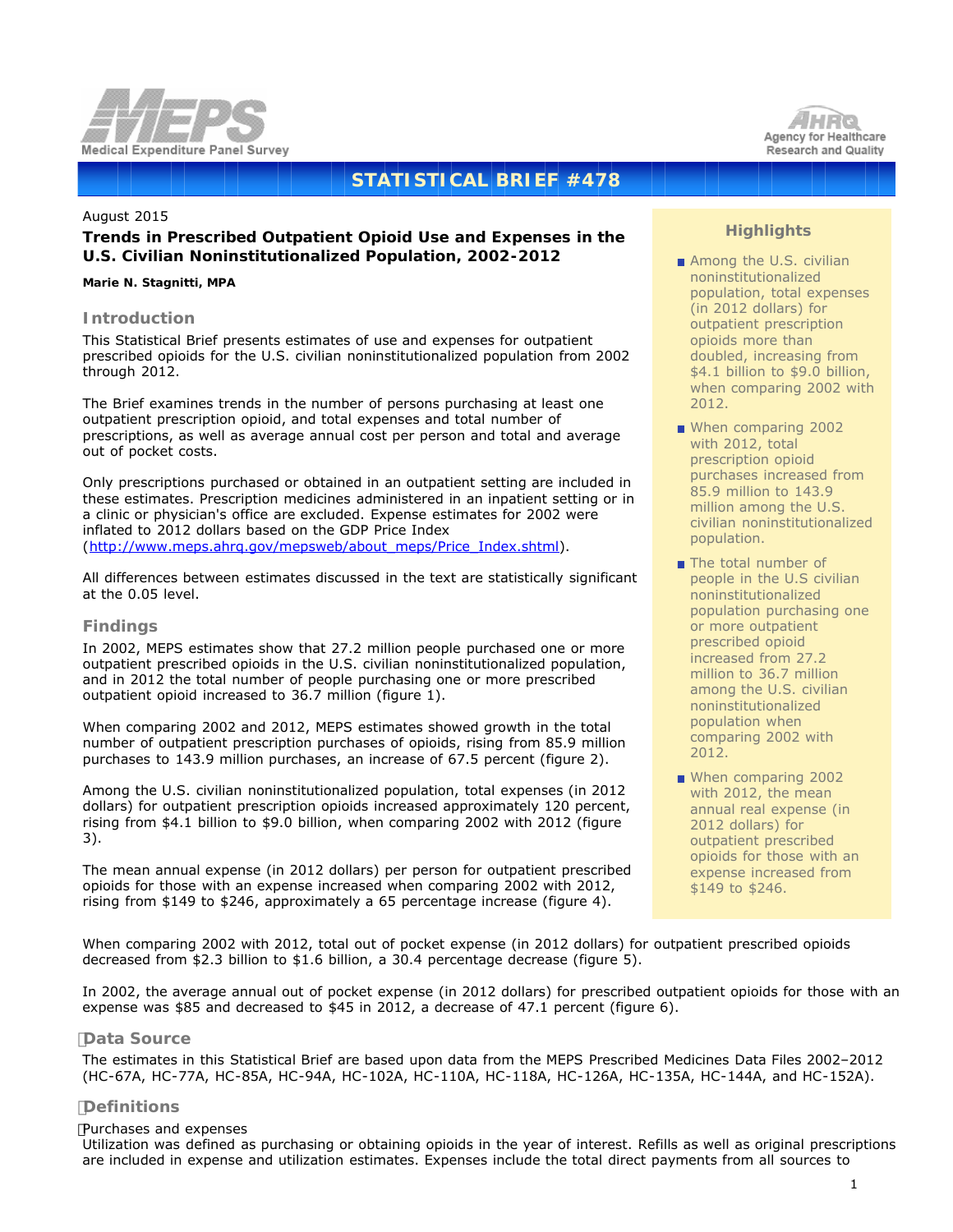Medical Expenditure Panel Survey

Agency for Healthcare Research and Quality

# STATISTICAL BRIEF #478

August 2015

## Trends in Prescribed Outpatient Opioid Use and Expenses in the U.S. Civilian Noninstitutionalized Population, 2002-2012

**Marie N. Stagnitti, MPA**

## Highlights

- Among the U.S. civilian noninstitutionalized population, total expenses (in 2012 dollars) for outpatient prescription opioids more than doubled, increasing from $4.1 billion to $9.0 billion, when comparing 2002 with 2012.
- When comparing 2002 with 2012, total prescription opioid purchases increased from 85.9 million to 143.9 million among the U.S. civilian noninstitutionalized population.
- The total number of people in the U.S civilian noninstitutionalized population purchasing one or more outpatient prescribed opioid increased from 27.2 million to 36.7 million among the U.S. civilian noninstitutionalized population when comparing 2002 with 2012.
- When comparing 2002 with 2012, the mean annual real expense (in 2012 dollars) for outpatient prescribed opioids for those with an expense increased from $149 to $246.

## Introduction

This Statistical Brief presents estimates of use and expenses for outpatient prescribed opioids for the U.S. civilian noninstitutionalized population from 2002 through 2012.

The Brief examines trends in the number of persons purchasing at least one outpatient prescription opioid, and total expenses and total number of prescriptions, as well as average annual cost per person and total and average out of pocket costs.

Only prescriptions purchased or obtained in an outpatient setting are included in these estimates. Prescription medicines administered in an inpatient setting or in a clinic or physician's office are excluded. Expense estimates for 2002 were inflated to 2012 dollars based on the GDP Price Index (http://www.meps.ahrq.gov/mepsweb/about_meps/Price_Index.shtml).

All differences between estimates discussed in the text are statistically significant at the 0.05 level.

## Findings

In 2002, MEPS estimates show that 27.2 million people purchased one or more outpatient prescribed opioids in the U.S. civilian noninstitutionalized population, and in 2012 the total number of people purchasing one or more prescribed outpatient opioid increased to 36.7 million (figure 1).

When comparing 2002 and 2012, MEPS estimates showed growth in the total number of outpatient prescription purchases of opioids, rising from 85.9 million purchases to 143.9 million purchases, an increase of 67.5 percent (figure 2).

Among the U.S. civilian noninstitutionalized population, total expenses (in 2012 dollars) for outpatient prescription opioids increased approximately 120 percent, rising from $4.1 billion to $9.0 billion, when comparing 2002 with 2012 (figure 3).

The mean annual expense (in 2012 dollars) per person for outpatient prescribed opioids for those with an expense increased when comparing 2002 with 2012, rising from $149 to $246, approximately a 65 percentage increase (figure 4).

When comparing 2002 with 2012, total out of pocket expense (in 2012 dollars) for outpatient prescribed opioids decreased from $2.3 billion to $1.6 billion, a 30.4 percentage decrease (figure 5).

In 2002, the average annual out of pocket expense (in 2012 dollars) for prescribed outpatient opioids for those with an expense was $85 and decreased to $45 in 2012, a decrease of 47.1 percent (figure 6).

## Data Source

The estimates in this Statistical Brief are based upon data from the MEPS Prescribed Medicines Data Files 2002–2012 (HC-67A, HC-77A, HC-85A, HC-94A, HC-102A, HC-110A, HC-118A, HC-126A, HC-135A, HC-144A, and HC-152A).

## Definitions

Purchases and expenses

Utilization was defined as purchasing or obtaining opioids in the year of interest. Refills as well as original prescriptions are included in expense and utilization estimates. Expenses include the total direct payments from all sources to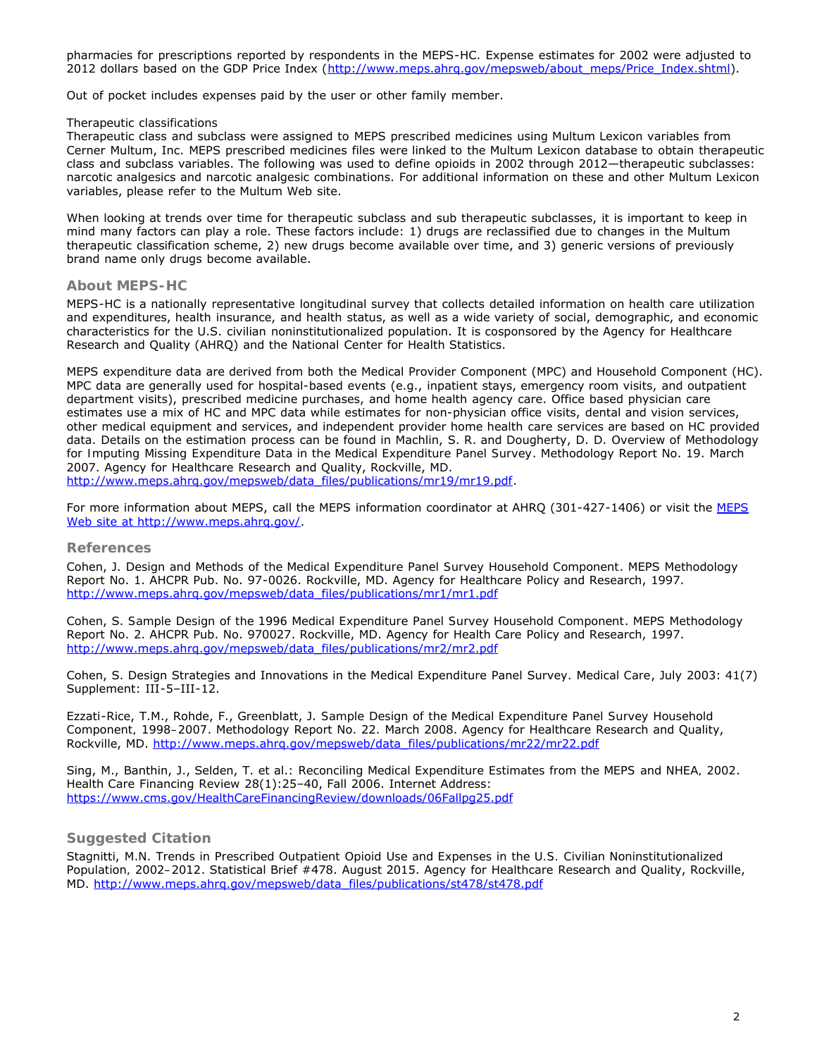pharmacies for prescriptions reported by respondents in the MEPS-HC. Expense estimates for 2002 were adjusted to 2012 dollars based on the GDP Price Index (http://www.meps.ahrq.gov/mepsweb/about_meps/Price_Index.shtml).

Out of pocket includes expenses paid by the user or other family member.

Therapeutic classifications

Therapeutic class and subclass were assigned to MEPS prescribed medicines using Multum Lexicon variables from Cerner Multum, Inc. MEPS prescribed medicines files were linked to the Multum Lexicon database to obtain therapeutic class and subclass variables. The following was used to define opioids in 2002 through 2012—therapeutic subclasses: narcotic analgesics and narcotic analgesic combinations. For additional information on these and other Multum Lexicon variables, please refer to the Multum Web site.

When looking at trends over time for therapeutic subclass and sub therapeutic subclasses, it is important to keep in mind many factors can play a role. These factors include: 1) drugs are reclassified due to changes in the Multum therapeutic classification scheme, 2) new drugs become available over time, and 3) generic versions of previously brand name only drugs become available.

## About MEPS-HC

MEPS-HC is a nationally representative longitudinal survey that collects detailed information on health care utilization and expenditures, health insurance, and health status, as well as a wide variety of social, demographic, and economic characteristics for the U.S. civilian noninstitutionalized population. It is cosponsored by the Agency for Healthcare Research and Quality (AHRQ) and the National Center for Health Statistics.

MEPS expenditure data are derived from both the Medical Provider Component (MPC) and Household Component (HC). MPC data are generally used for hospital-based events (e.g., inpatient stays, emergency room visits, and outpatient department visits), prescribed medicine purchases, and home health agency care. Office based physician care estimates use a mix of HC and MPC data while estimates for non-physician office visits, dental and vision services, other medical equipment and services, and independent provider home health care services are based on HC provided data. Details on the estimation process can be found in Machlin, S. R. and Dougherty, D. D. Overview of Methodology for Imputing Missing Expenditure Data in the Medical Expenditure Panel Survey. Methodology Report No. 19. March 2007. Agency for Healthcare Research and Quality, Rockville, MD. http://www.meps.ahrq.gov/mepsweb/data_files/publications/mr19/mr19.pdf.

For more information about MEPS, call the MEPS information coordinator at AHRQ (301-427-1406) or visit the MEPS Web site at http://www.meps.ahrq.gov/.

## References

Cohen, J. Design and Methods of the Medical Expenditure Panel Survey Household Component. MEPS Methodology Report No. 1. AHCPR Pub. No. 97-0026. Rockville, MD. Agency for Healthcare Policy and Research, 1997. http://www.meps.ahrq.gov/mepsweb/data_files/publications/mr1/mr1.pdf

Cohen, S. Sample Design of the 1996 Medical Expenditure Panel Survey Household Component. MEPS Methodology Report No. 2. AHCPR Pub. No. 970027. Rockville, MD. Agency for Health Care Policy and Research, 1997. http://www.meps.ahrq.gov/mepsweb/data_files/publications/mr2/mr2.pdf

Cohen, S. Design Strategies and Innovations in the Medical Expenditure Panel Survey. Medical Care, July 2003: 41(7) Supplement: III-5–III-12.

Ezzati-Rice, T.M., Rohde, F., Greenblatt, J. Sample Design of the Medical Expenditure Panel Survey Household Component, 1998–2007. Methodology Report No. 22. March 2008. Agency for Healthcare Research and Quality, Rockville, MD. http://www.meps.ahrq.gov/mepsweb/data_files/publications/mr22/mr22.pdf

Sing, M., Banthin, J., Selden, T. et al.: Reconciling Medical Expenditure Estimates from the MEPS and NHEA, 2002. Health Care Financing Review 28(1):25–40, Fall 2006. Internet Address: https://www.cms.gov/HealthCareFinancingReview/downloads/06Fallpg25.pdf

## Suggested Citation

Stagnitti, M.N. Trends in Prescribed Outpatient Opioid Use and Expenses in the U.S. Civilian Noninstitutionalized Population, 2002–2012. Statistical Brief #478. August 2015. Agency for Healthcare Research and Quality, Rockville, MD. http://www.meps.ahrq.gov/mepsweb/data_files/publications/st478/st478.pdf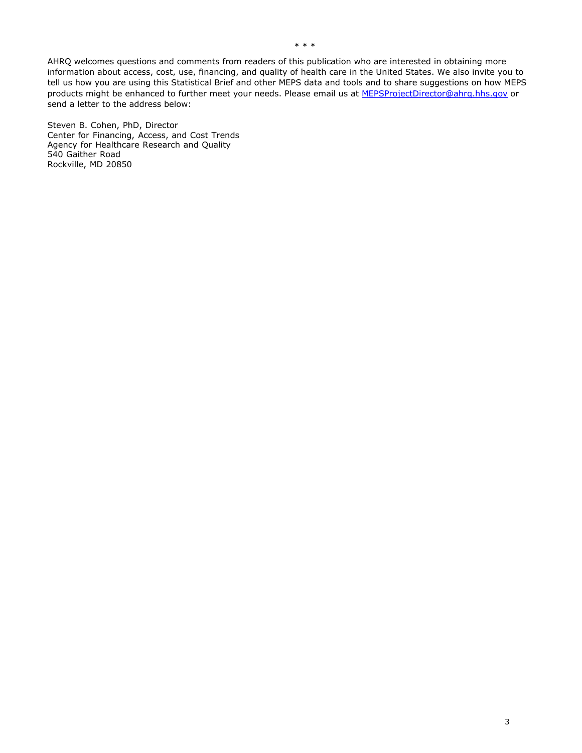\* \* \*

AHRQ welcomes questions and comments from readers of this publication who are interested in obtaining more information about access, cost, use, financing, and quality of health care in the United States. We also invite you to tell us how you are using this Statistical Brief and other MEPS data and tools and to share suggestions on how MEPS products might be enhanced to further meet your needs. Please email us at [MEPSProjectDirector@ahrq.hhs.gov](mailto:MEPSProjectDirector@ahrq.hhs.gov) or send a letter to the address below:

Steven B. Cohen, PhD, Director
Center for Financing, Access, and Cost Trends
Agency for Healthcare Research and Quality
540 Gaither Road
Rockville, MD 20850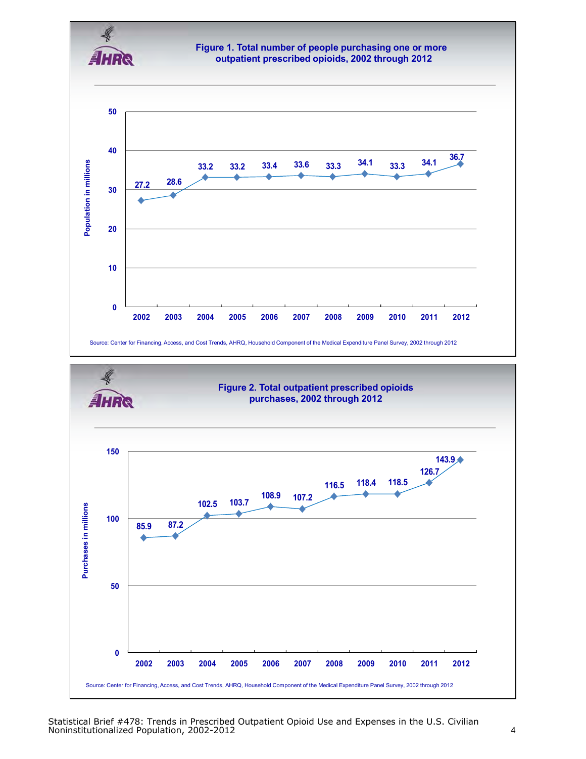## Figure 1. Total number of people purchasing one or more outpatient prescribed opioids, 2002 through 2012

| Year | Population in millions |
|---|---|
| 2002 | 27.2 |
| 2003 | 28.6 |
| 2004 | 33.2 |
| 2005 | 33.2 |
| 2006 | 33.4 |
| 2007 | 33.6 |
| 2008 | 33.3 |
| 2009 | 34.1 |
| 2010 | 33.3 |
| 2011 | 34.1 |
| 2012 | 36.7 |

Source: Center for Financing, Access, and Cost Trends, AHRQ, Household Component of the Medical Expenditure Panel Survey, 2002 through 2012

## Figure 2. Total outpatient prescribed opioids purchases, 2002 through 2012

| Year | Purchases in millions |
|---|---|
| 2002 | 85.9 |
| 2003 | 87.2 |
| 2004 | 102.5 |
| 2005 | 103.7 |
| 2006 | 108.9 |
| 2007 | 107.2 |
| 2008 | 116.5 |
| 2009 | 118.4 |
| 2010 | 118.5 |
| 2011 | 126.7 |
| 2012 | 143.9 |

Source: Center for Financing, Access, and Cost Trends, AHRQ, Household Component of the Medical Expenditure Panel Survey, 2002 through 2012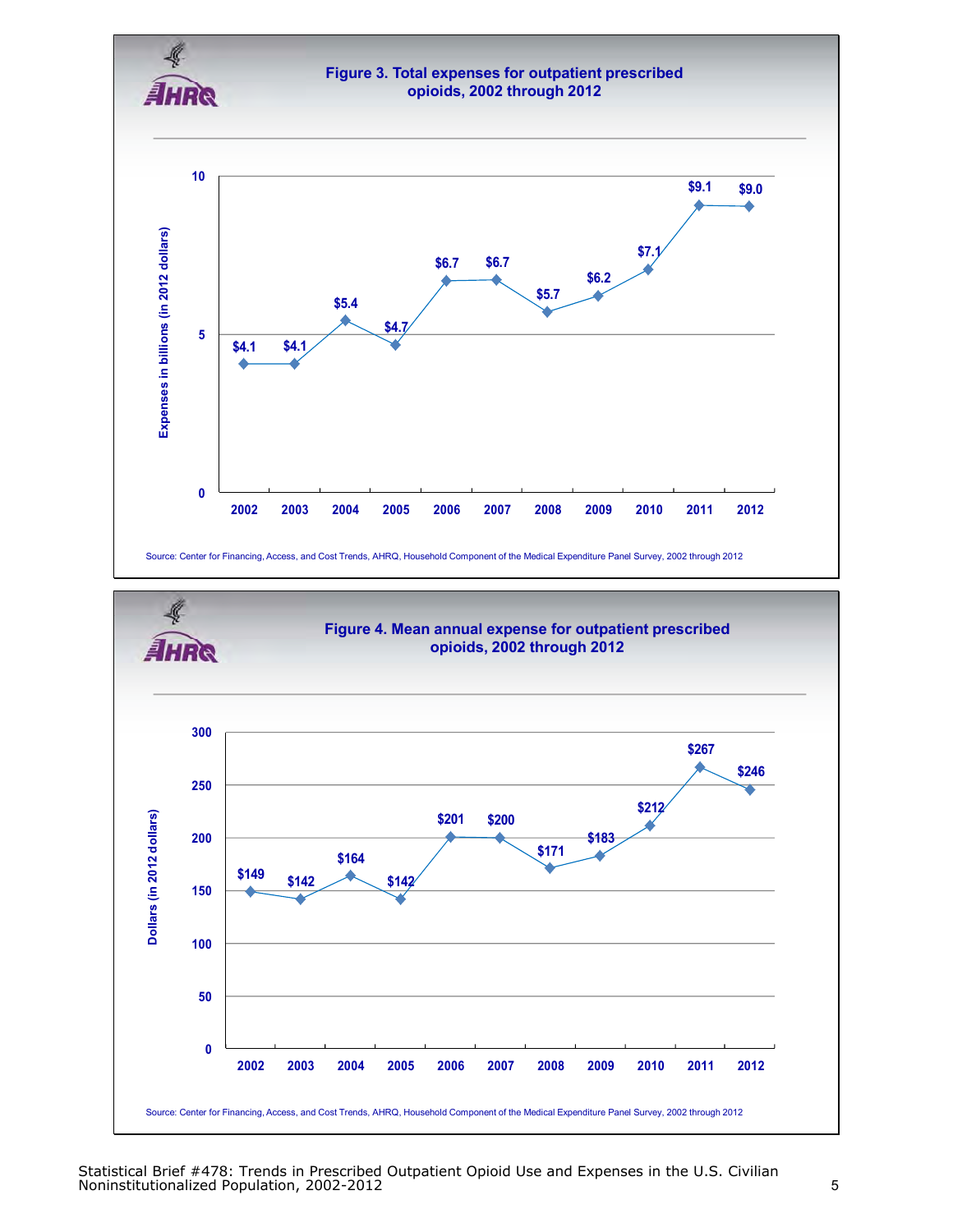**Figure 3. Total expenses for outpatient prescribed opioids, 2002 through 2012**

| Year | Expenses in billions (in 2012 dollars) |
|---|---|
| 2002 | $4.1 |
| 2003 | $4.1 |
| 2004 | $5.4 |
| 2005 | $4.7 |
| 2006 | $6.7 |
| 2007 | $6.7 |
| 2008 | $5.7 |
| 2009 | $6.2 |
| 2010 | $7.1 |
| 2011 | $9.1 |
| 2012 | $9.0 |

Source: Center for Financing, Access, and Cost Trends, AHRQ, Household Component of the Medical Expenditure Panel Survey, 2002 through 2012

**Figure 4. Mean annual expense for outpatient prescribed opioids, 2002 through 2012**

| Year | Dollars (in 2012 dollars) |
|---|---|
| 2002 | $149 |
| 2003 | $142 |
| 2004 | $164 |
| 2005 | $142 |
| 2006 | $201 |
| 2007 | $200 |
| 2008 | $171 |
| 2009 | $183 |
| 2010 | $212 |
| 2011 | $267 |
| 2012 | $246 |

Source: Center for Financing, Access, and Cost Trends, AHRQ, Household Component of the Medical Expenditure Panel Survey, 2002 through 2012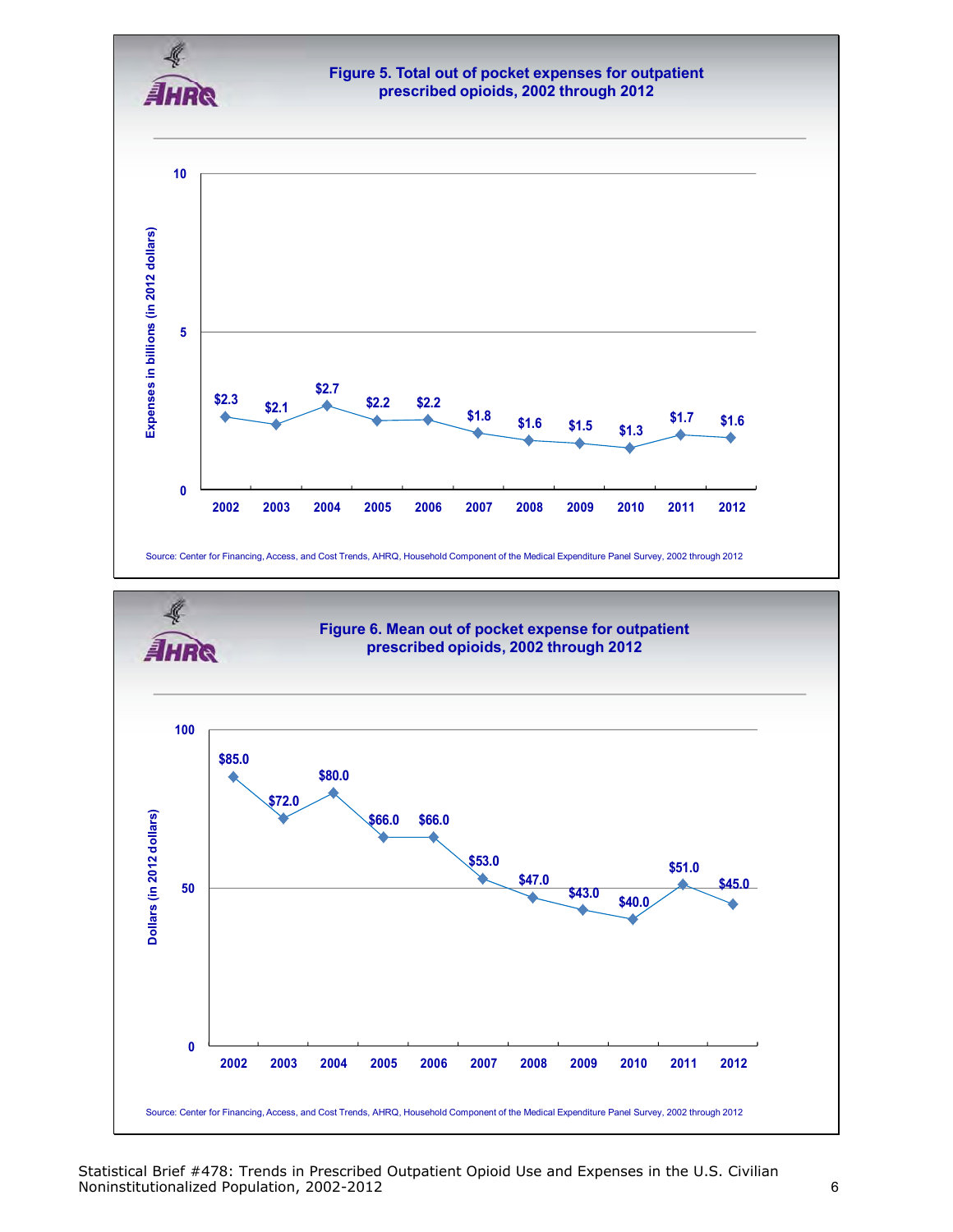AHRQ

**Figure 5. Total out of pocket expenses for outpatient prescribed opioids, 2002 through 2012**

Expenses in billions (in 2012 dollars)

10

5

0

$2.3
$2.1
$2.7
$2.2
$2.2
$1.8
$1.6
$1.5
$1.3
$1.7
$1.6

2002 2003 2004 2005 2006 2007 2008 2009 2010 2011 2012

Source: Center for Financing, Access, and Cost Trends, AHRQ, Household Component of the Medical Expenditure Panel Survey, 2002 through 2012

AHRQ

**Figure 6. Mean out of pocket expense for outpatient prescribed opioids, 2002 through 2012**

Dollars (in 2012 dollars)

100

50

0

$85.0
$72.0
$80.0
$66.0
$66.0
$53.0
$47.0
$43.0
$40.0
$51.0
$45.0

2002 2003 2004 2005 2006 2007 2008 2009 2010 2011 2012

Source: Center for Financing, Access, and Cost Trends, AHRQ, Household Component of the Medical Expenditure Panel Survey, 2002 through 2012